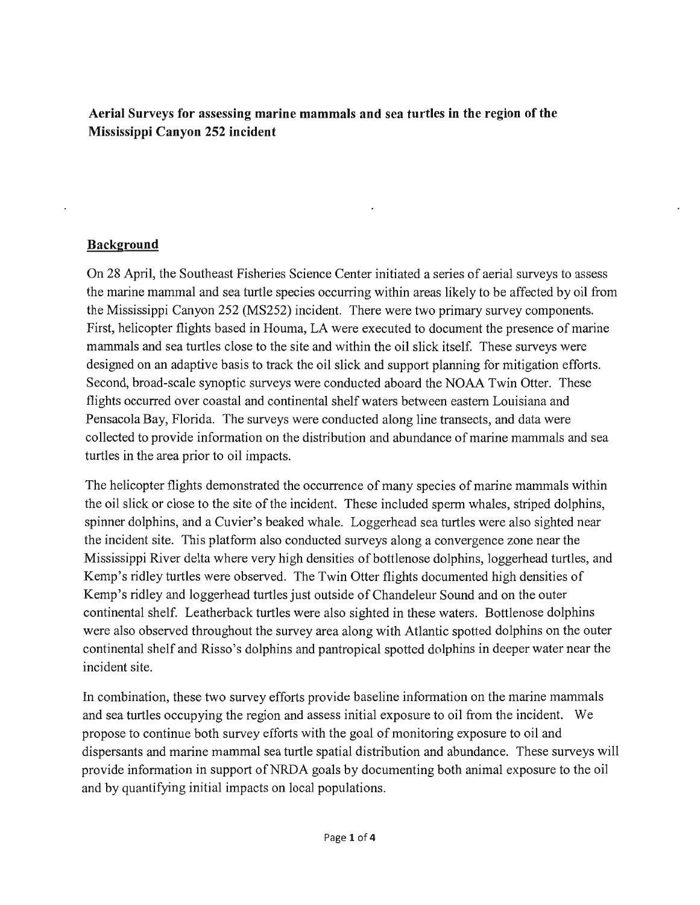**Aerial Surveys for assessing marine mammals and sea turtles in the region of the Mississippi Canyon 252 incident**

## Background

On 28 April, the Southeast Fisheries Science Center initiated a series of aerial surveys to assess the marine mammal and sea turtle species occurring within areas likely to be affected by oil from the Mississippi Canyon 252 (MS252) incident. There were two primary survey components. First, helicopter flights based in Houma, LA were executed to document the presence of marine mammals and sea turtles close to the site and within the oil slick itself. These surveys were designed on an adaptive basis to track the oil slick and support planning for mitigation efforts. Second, broad-scale synoptic surveys were conducted aboard the NOAA Twin Otter. These flights occurred over coastal and continental shelf waters between eastern Louisiana and Pensacola Bay, Florida. The surveys were conducted along line transects, and data were collected to provide information on the distribution and abundance of marine mammals and sea turtles in the area prior to oil impacts.

The helicopter flights demonstrated the occurrence of many species of marine mammals within the oil slick or close to the site of the incident. These included sperm whales, striped dolphins, spinner dolphins, and a Cuvier's beaked whale. Loggerhead sea turtles were also sighted near the incident site. This platform also conducted surveys along a convergence zone near the Mississippi River delta where very high densities of bottlenose dolphins, loggerhead turtles, and Kemp's ridley turtles were observed. The Twin Otter flights documented high densities of Kemp's ridley and loggerhead turtles just outside of Chandeleur Sound and on the outer continental shelf. Leatherback turtles were also sighted in these waters. Bottlenose dolphins were also observed throughout the survey area along with Atlantic spotted dolphins on the outer continental shelf and Risso's dolphins and pantropical spotted dolphins in deeper water near the incident site.

In combination, these two survey efforts provide baseline information on the marine mammals and sea turtles occupying the region and assess initial exposure to oil from the incident. We propose to continue both survey efforts with the goal of monitoring exposure to oil and dispersants and marine mammal sea turtle spatial distribution and abundance. These surveys will provide information in support of NRDA goals by documenting both animal exposure to the oil and by quantifying initial impacts on local populations.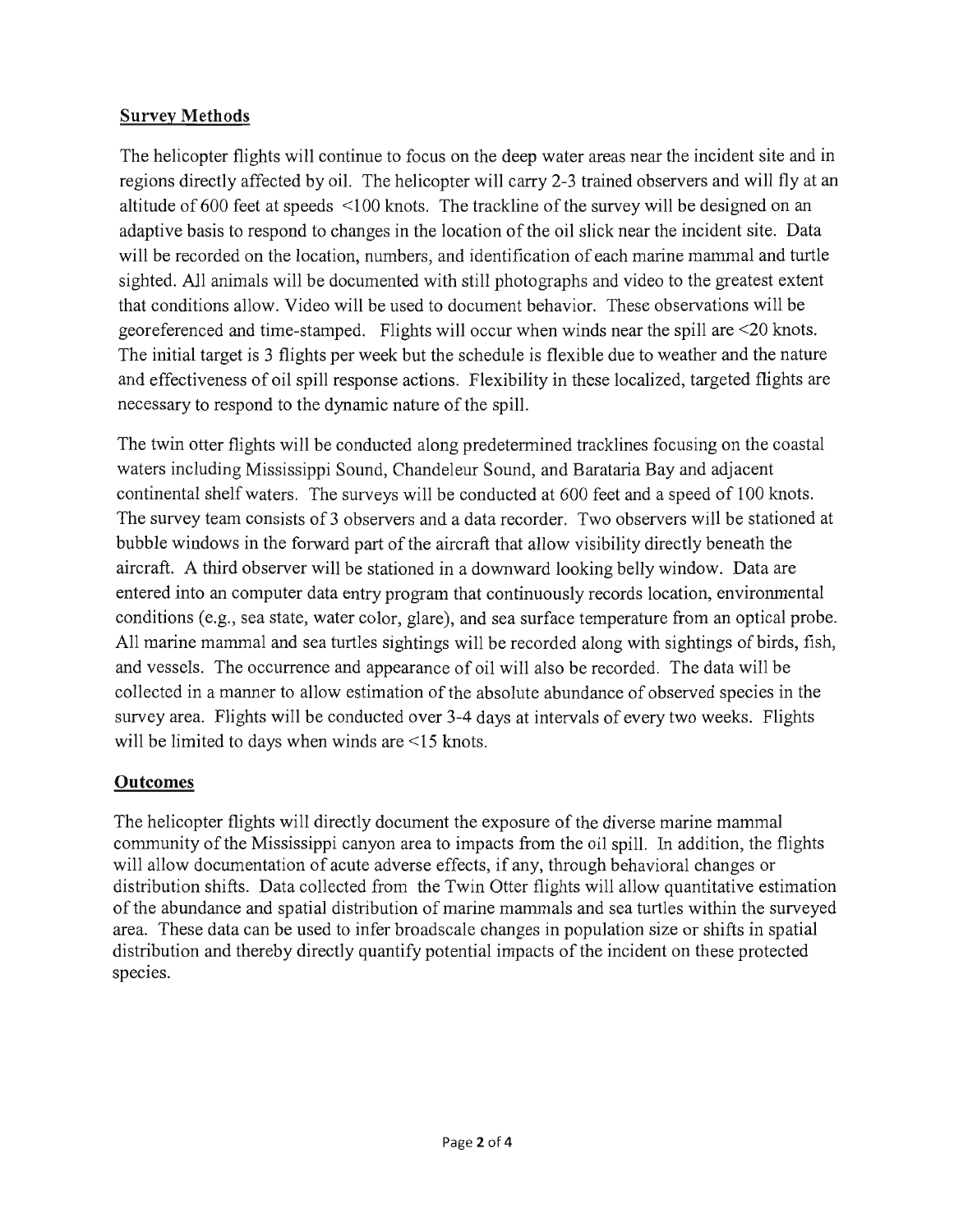## Survey Methods

The helicopter flights will continue to focus on the deep water areas near the incident site and in regions directly affected by oil. The helicopter will carry 2-3 trained observers and will fly at an altitude of 600 feet at speeds <100 knots. The trackline of the survey will be designed on an adaptive basis to respond to changes in the location of the oil slick near the incident site. Data will be recorded on the location, numbers, and identification of each marine mammal and turtle sighted. All animals will be documented with still photographs and video to the greatest extent that conditions allow. Video will be used to document behavior. These observations will be georeferenced and time-stamped. Flights will occur when winds near the spill are <20 knots. The initial target is 3 flights per week but the schedule is flexible due to weather and the nature and effectiveness of oil spill response actions. Flexibility in these localized, targeted flights are necessary to respond to the dynamic nature of the spill.

The twin otter flights will be conducted along predetermined tracklines focusing on the coastal waters including Mississippi Sound, Chandeleur Sound, and Barataria Bay and adjacent continental shelf waters. The surveys will be conducted at 600 feet and a speed of 100 knots. The survey team consists of 3 observers and a data recorder. Two observers will be stationed at bubble windows in the forward part of the aircraft that allow visibility directly beneath the aircraft. A third observer will be stationed in a downward looking belly window. Data are entered into an computer data entry program that continuously records location, environmental conditions (e.g., sea state, water color, glare), and sea surface temperature from an optical probe. All marine mammal and sea turtles sightings will be recorded along with sightings of birds, fish, and vessels. The occurrence and appearance of oil will also be recorded. The data will be collected in a manner to allow estimation of the absolute abundance of observed species in the survey area. Flights will be conducted over 3-4 days at intervals of every two weeks. Flights will be limited to days when winds are <15 knots.

## Outcomes

The helicopter flights will directly document the exposure of the diverse marine mammal community of the Mississippi canyon area to impacts from the oil spill. In addition, the flights will allow documentation of acute adverse effects, if any, through behavioral changes or distribution shifts. Data collected from the Twin Otter flights will allow quantitative estimation of the abundance and spatial distribution of marine mammals and sea turtles within the surveyed area. These data can be used to infer broadscale changes in population size or shifts in spatial distribution and thereby directly quantify potential impacts of the incident on these protected species.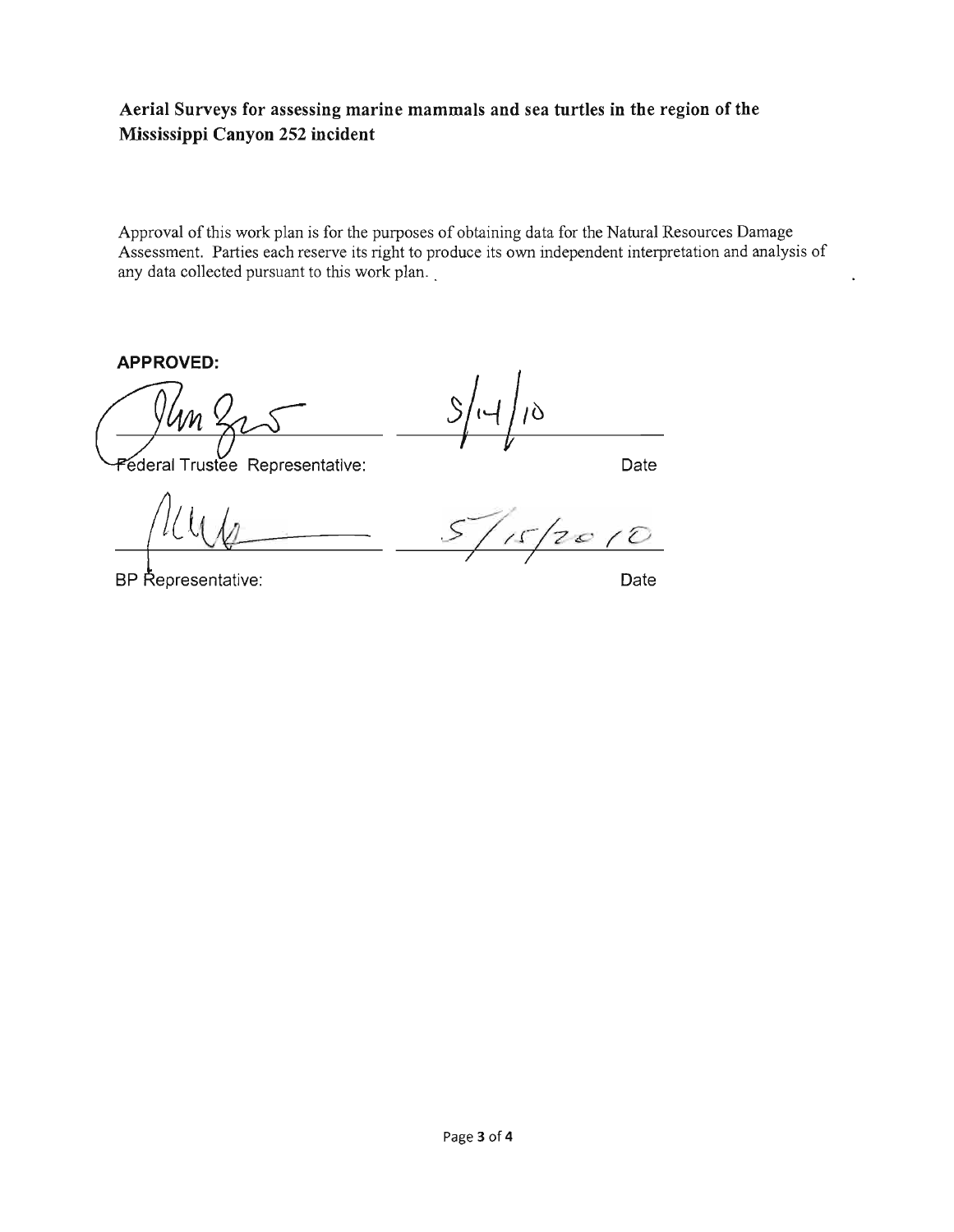**Aerial Surveys for assessing marine mammals and sea turtles in the region of the Mississippi Canyon 252 incident**

Approval of this work plan is for the purposes of obtaining data for the Natural Resources Damage Assessment. Parties each reserve its right to produce its own independent interpretation and analysis of any data collected pursuant to this work plan.

**APPROVED:**

| | |
|---|---|
| Federal Trustee Representative: | 5/14/10 Date |
| BP Representative: | 5/15/2010 Date |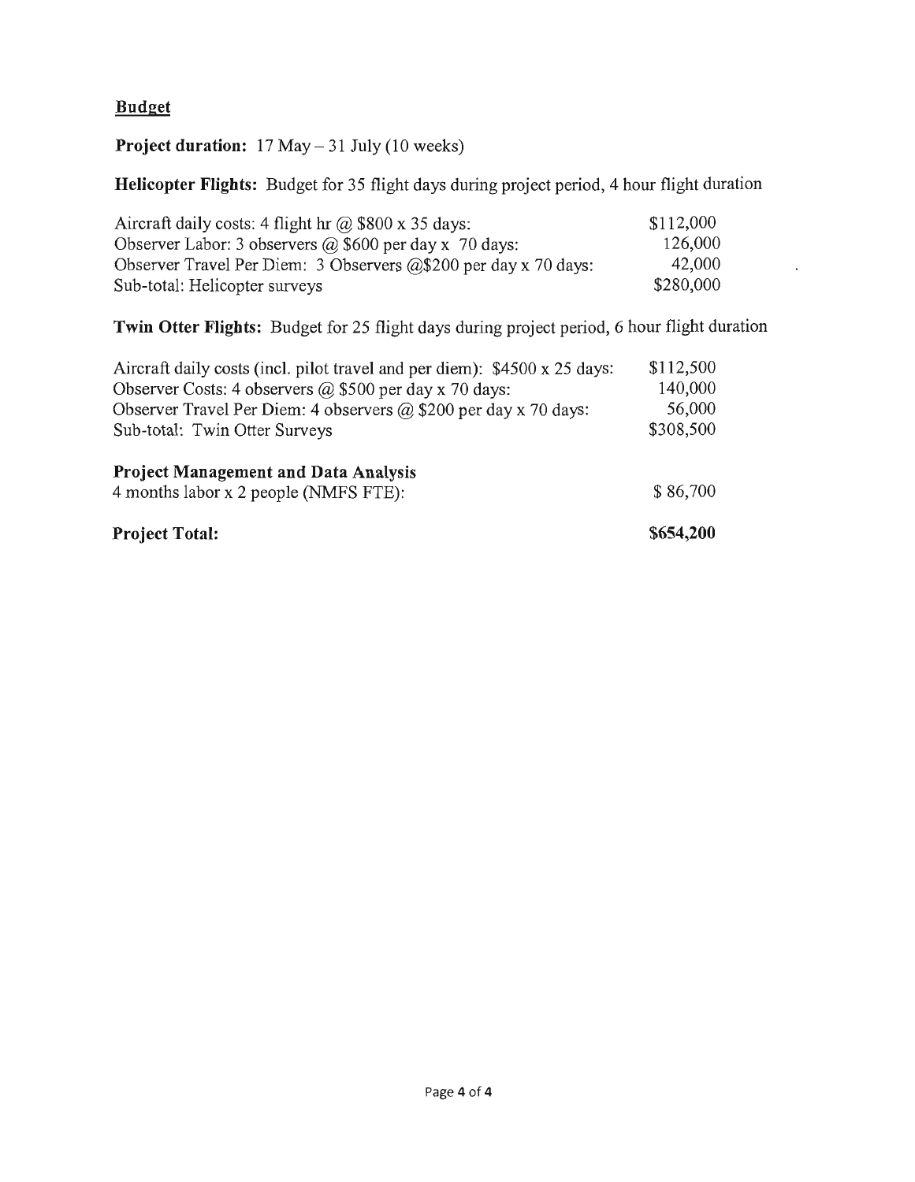## Budget

**Project duration:** 17 May – 31 July (10 weeks)

**Helicopter Flights:** Budget for 35 flight days during project period, 4 hour flight duration

| | |
|---|---|
| Aircraft daily costs: 4 flight hr @ $800 x 35 days: | $112,000 |
| Observer Labor: 3 observers @ $600 per day x 70 days: | 126,000 |
| Observer Travel Per Diem: 3 Observers @$200 per day x 70 days: | 42,000 |
| Sub-total: Helicopter surveys | $280,000 |

**Twin Otter Flights:** Budget for 25 flight days during project period, 6 hour flight duration

| | |
|---|---|
| Aircraft daily costs (incl. pilot travel and per diem): $4500 x 25 days: | $112,500 |
| Observer Costs: 4 observers @ $500 per day x 70 days: | 140,000 |
| Observer Travel Per Diem: 4 observers @ $200 per day x 70 days: | 56,000 |
| Sub-total: Twin Otter Surveys | $308,500 |

**Project Management and Data Analysis**

| | |
|---|---|
| 4 months labor x 2 people (NMFS FTE): | $ 86,700 |

| | |
|---|---|
| **Project Total:** | **$654,200** |